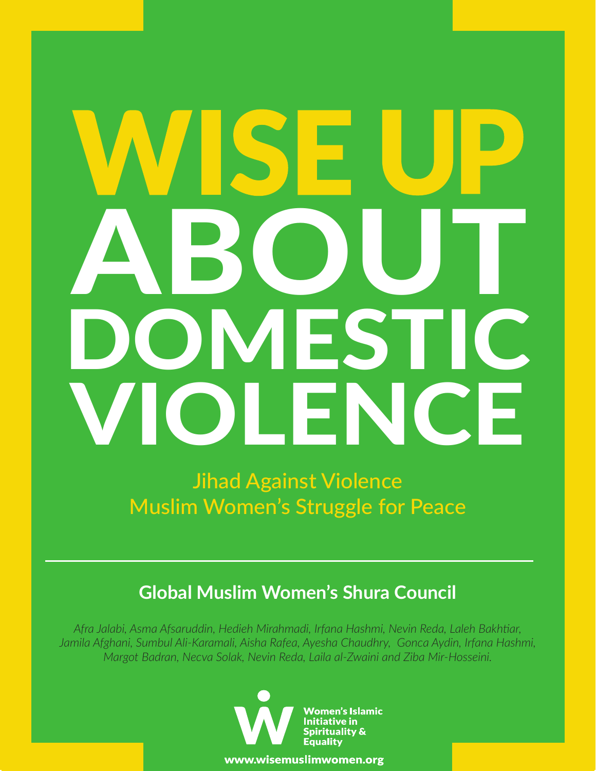# WISE UP ABOUT DOMESTIC VIOLENCE

## Jihad Against Violence
## Muslim Women's Struggle for Peace

---

**Global Muslim Women's Shura Council**

*Afra Jalabi, Asma Afsaruddin, Hedieh Mirahmadi, Irfana Hashmi, Nevin Reda, Laleh Bakhtiar, Jamila Afghani, Sumbul Ali-Karamali, Aisha Rafea, Ayesha Chaudhry, Gonca Aydin, Irfana Hashmi, Margot Badran, Necva Solak, Nevin Reda, Laila al-Zwaini and Ziba Mir-Hosseini.*

Women's Islamic Initiative in Spirituality & Equality

www.wisemuslimwomen.org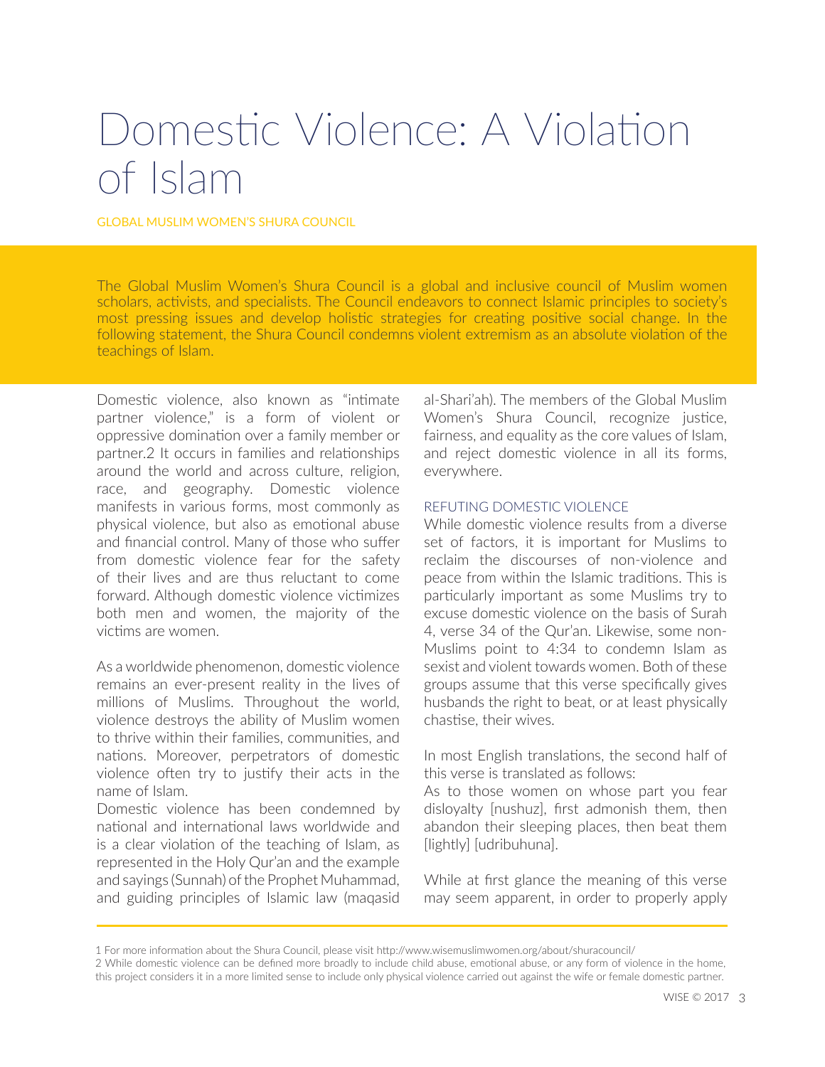# Domestic Violence: A Violation of Islam

GLOBAL MUSLIM WOMEN'S SHURA COUNCIL

The Global Muslim Women's Shura Council is a global and inclusive council of Muslim women scholars, activists, and specialists. The Council endeavors to connect Islamic principles to society's most pressing issues and develop holistic strategies for creating positive social change. In the following statement, the Shura Council condemns violent extremism as an absolute violation of the teachings of Islam.

Domestic violence, also known as "intimate partner violence," is a form of violent or oppressive domination over a family member or partner.2 It occurs in families and relationships around the world and across culture, religion, race, and geography. Domestic violence manifests in various forms, most commonly as physical violence, but also as emotional abuse and financial control. Many of those who suffer from domestic violence fear for the safety of their lives and are thus reluctant to come forward. Although domestic violence victimizes both men and women, the majority of the victims are women.

As a worldwide phenomenon, domestic violence remains an ever-present reality in the lives of millions of Muslims. Throughout the world, violence destroys the ability of Muslim women to thrive within their families, communities, and nations. Moreover, perpetrators of domestic violence often try to justify their acts in the name of Islam.

Domestic violence has been condemned by national and international laws worldwide and is a clear violation of the teaching of Islam, as represented in the Holy Qur'an and the example and sayings (Sunnah) of the Prophet Muhammad, and guiding principles of Islamic law (maqasid al-Shari'ah). The members of the Global Muslim Women's Shura Council, recognize justice, fairness, and equality as the core values of Islam, and reject domestic violence in all its forms, everywhere.

## REFUTING DOMESTIC VIOLENCE

While domestic violence results from a diverse set of factors, it is important for Muslims to reclaim the discourses of non-violence and peace from within the Islamic traditions. This is particularly important as some Muslims try to excuse domestic violence on the basis of Surah 4, verse 34 of the Qur'an. Likewise, some non-Muslims point to 4:34 to condemn Islam as sexist and violent towards women. Both of these groups assume that this verse specifically gives husbands the right to beat, or at least physically chastise, their wives.

In most English translations, the second half of this verse is translated as follows:

As to those women on whose part you fear disloyalty [nushuz], first admonish them, then abandon their sleeping places, then beat them [lightly] [udribuhuna].

While at first glance the meaning of this verse may seem apparent, in order to properly apply

---

1 For more information about the Shura Council, please visit http://www.wisemuslimwomen.org/about/shuracouncil/

2 While domestic violence can be defined more broadly to include child abuse, emotional abuse, or any form of violence in the home, this project considers it in a more limited sense to include only physical violence carried out against the wife or female domestic partner.

WISE © 2017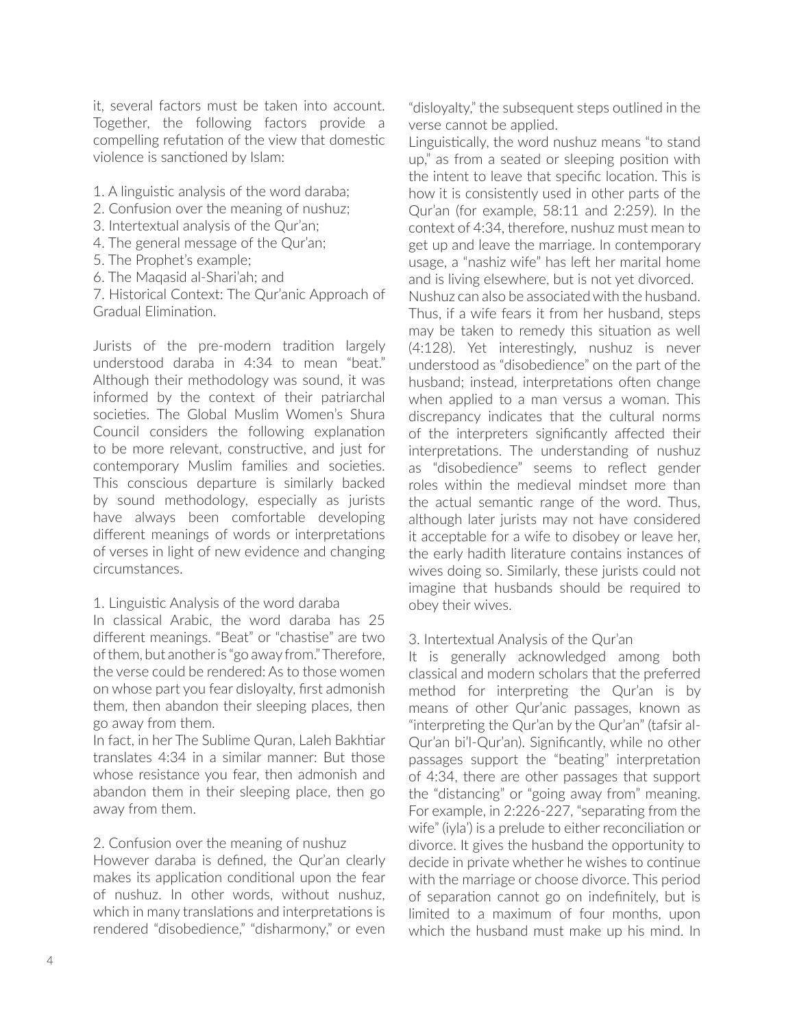it, several factors must be taken into account. Together, the following factors provide a compelling refutation of the view that domestic violence is sanctioned by Islam:

1. A linguistic analysis of the word daraba;
2. Confusion over the meaning of nushuz;
3. Intertextual analysis of the Qur'an;
4. The general message of the Qur'an;
5. The Prophet's example;
6. The Maqasid al-Shari'ah; and
7. Historical Context: The Qur'anic Approach of Gradual Elimination.

Jurists of the pre-modern tradition largely understood daraba in 4:34 to mean "beat." Although their methodology was sound, it was informed by the context of their patriarchal societies. The Global Muslim Women's Shura Council considers the following explanation to be more relevant, constructive, and just for contemporary Muslim families and societies. This conscious departure is similarly backed by sound methodology, especially as jurists have always been comfortable developing different meanings of words or interpretations of verses in light of new evidence and changing circumstances.

### 1. Linguistic Analysis of the word daraba

In classical Arabic, the word daraba has 25 different meanings. "Beat" or "chastise" are two of them, but another is "go away from." Therefore, the verse could be rendered: As to those women on whose part you fear disloyalty, first admonish them, then abandon their sleeping places, then go away from them.

In fact, in her The Sublime Quran, Laleh Bakhtiar translates 4:34 in a similar manner: But those whose resistance you fear, then admonish and abandon them in their sleeping place, then go away from them.

### 2. Confusion over the meaning of nushuz

However daraba is defined, the Qur'an clearly makes its application conditional upon the fear of nushuz. In other words, without nushuz, which in many translations and interpretations is rendered "disobedience," "disharmony," or even "disloyalty," the subsequent steps outlined in the verse cannot be applied.

Linguistically, the word nushuz means "to stand up," as from a seated or sleeping position with the intent to leave that specific location. This is how it is consistently used in other parts of the Qur'an (for example, 58:11 and 2:259). In the context of 4:34, therefore, nushuz must mean to get up and leave the marriage. In contemporary usage, a "nashiz wife" has left her marital home and is living elsewhere, but is not yet divorced.

Nushuz can also be associated with the husband. Thus, if a wife fears it from her husband, steps may be taken to remedy this situation as well (4:128). Yet interestingly, nushuz is never understood as "disobedience" on the part of the husband; instead, interpretations often change when applied to a man versus a woman. This discrepancy indicates that the cultural norms of the interpreters significantly affected their interpretations. The understanding of nushuz as "disobedience" seems to reflect gender roles within the medieval mindset more than the actual semantic range of the word. Thus, although later jurists may not have considered it acceptable for a wife to disobey or leave her, the early hadith literature contains instances of wives doing so. Similarly, these jurists could not imagine that husbands should be required to obey their wives.

### 3. Intertextual Analysis of the Qur'an

It is generally acknowledged among both classical and modern scholars that the preferred method for interpreting the Qur'an is by means of other Qur'anic passages, known as "interpreting the Qur'an by the Qur'an" (tafsir al-Qur'an bi'l-Qur'an). Significantly, while no other passages support the "beating" interpretation of 4:34, there are other passages that support the "distancing" or "going away from" meaning. For example, in 2:226-227, "separating from the wife" (iyla') is a prelude to either reconciliation or divorce. It gives the husband the opportunity to decide in private whether he wishes to continue with the marriage or choose divorce. This period of separation cannot go on indefinitely, but is limited to a maximum of four months, upon which the husband must make up his mind. In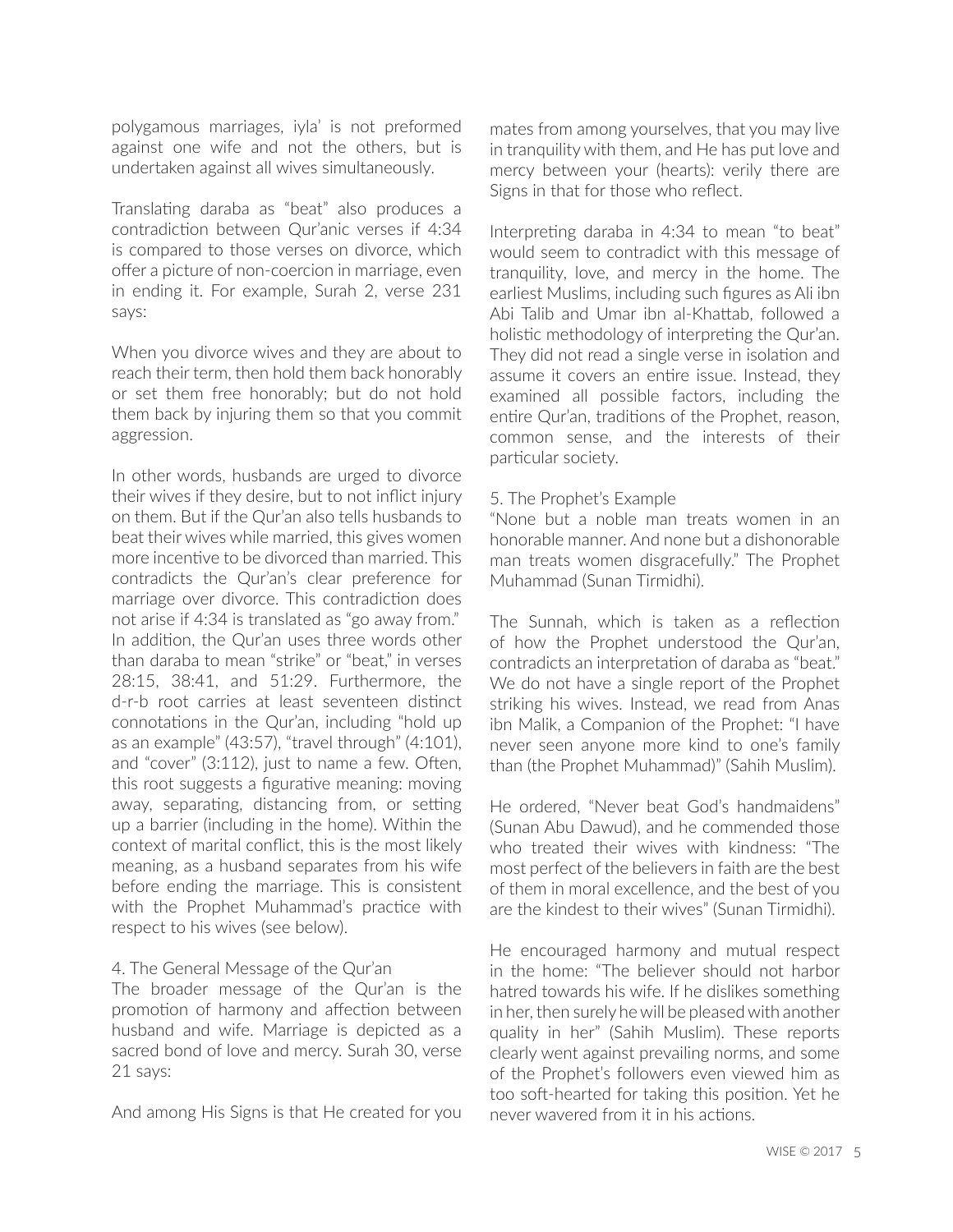polygamous marriages, iyla' is not preformed against one wife and not the others, but is undertaken against all wives simultaneously.

Translating daraba as "beat" also produces a contradiction between Qur'anic verses if 4:34 is compared to those verses on divorce, which offer a picture of non-coercion in marriage, even in ending it. For example, Surah 2, verse 231 says:

When you divorce wives and they are about to reach their term, then hold them back honorably or set them free honorably; but do not hold them back by injuring them so that you commit aggression.

In other words, husbands are urged to divorce their wives if they desire, but to not inflict injury on them. But if the Qur'an also tells husbands to beat their wives while married, this gives women more incentive to be divorced than married. This contradicts the Qur'an's clear preference for marriage over divorce. This contradiction does not arise if 4:34 is translated as "go away from." In addition, the Qur'an uses three words other than daraba to mean "strike" or "beat," in verses 28:15, 38:41, and 51:29. Furthermore, the d-r-b root carries at least seventeen distinct connotations in the Qur'an, including "hold up as an example" (43:57), "travel through" (4:101), and "cover" (3:112), just to name a few. Often, this root suggests a figurative meaning: moving away, separating, distancing from, or setting up a barrier (including in the home). Within the context of marital conflict, this is the most likely meaning, as a husband separates from his wife before ending the marriage. This is consistent with the Prophet Muhammad's practice with respect to his wives (see below).

4. The General Message of the Qur'an

The broader message of the Qur'an is the promotion of harmony and affection between husband and wife. Marriage is depicted as a sacred bond of love and mercy. Surah 30, verse 21 says:

And among His Signs is that He created for you mates from among yourselves, that you may live in tranquility with them, and He has put love and mercy between your (hearts): verily there are Signs in that for those who reflect.

Interpreting daraba in 4:34 to mean "to beat" would seem to contradict with this message of tranquility, love, and mercy in the home. The earliest Muslims, including such figures as Ali ibn Abi Talib and Umar ibn al-Khattab, followed a holistic methodology of interpreting the Qur'an. They did not read a single verse in isolation and assume it covers an entire issue. Instead, they examined all possible factors, including the entire Qur'an, traditions of the Prophet, reason, common sense, and the interests of their particular society.

5. The Prophet's Example

"None but a noble man treats women in an honorable manner. And none but a dishonorable man treats women disgracefully." The Prophet Muhammad (Sunan Tirmidhi).

The Sunnah, which is taken as a reflection of how the Prophet understood the Qur'an, contradicts an interpretation of daraba as "beat." We do not have a single report of the Prophet striking his wives. Instead, we read from Anas ibn Malik, a Companion of the Prophet: "I have never seen anyone more kind to one's family than (the Prophet Muhammad)" (Sahih Muslim).

He ordered, "Never beat God's handmaidens" (Sunan Abu Dawud), and he commended those who treated their wives with kindness: "The most perfect of the believers in faith are the best of them in moral excellence, and the best of you are the kindest to their wives" (Sunan Tirmidhi).

He encouraged harmony and mutual respect in the home: "The believer should not harbor hatred towards his wife. If he dislikes something in her, then surely he will be pleased with another quality in her" (Sahih Muslim). These reports clearly went against prevailing norms, and some of the Prophet's followers even viewed him as too soft-hearted for taking this position. Yet he never wavered from it in his actions.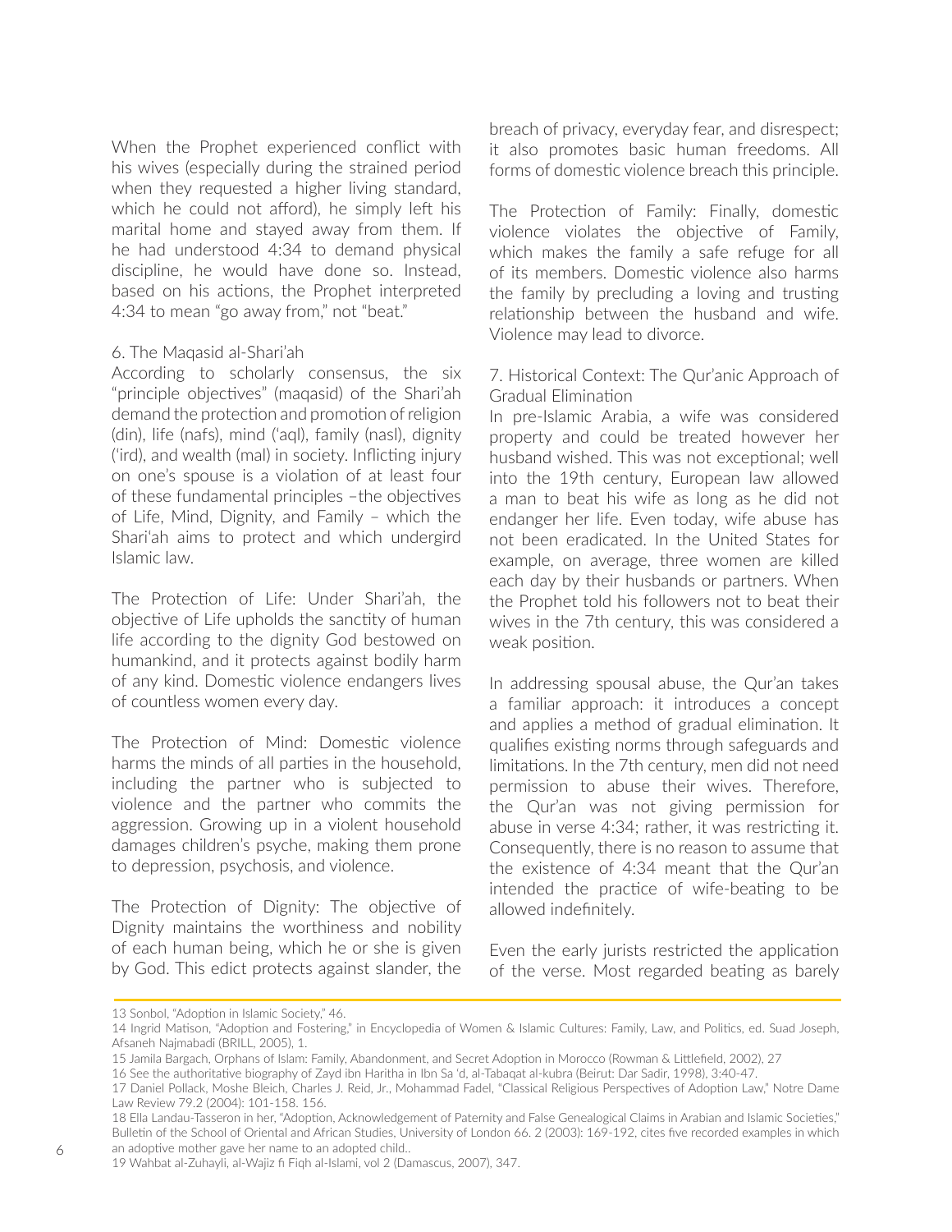When the Prophet experienced conflict with his wives (especially during the strained period when they requested a higher living standard, which he could not afford), he simply left his marital home and stayed away from them. If he had understood 4:34 to demand physical discipline, he would have done so. Instead, based on his actions, the Prophet interpreted 4:34 to mean "go away from," not "beat."

### 6. The Maqasid al-Shari'ah

According to scholarly consensus, the six "principle objectives" (maqasid) of the Shari'ah demand the protection and promotion of religion (din), life (nafs), mind ('aql), family (nasl), dignity ('ird), and wealth (mal) in society. Inflicting injury on one's spouse is a violation of at least four of these fundamental principles –the objectives of Life, Mind, Dignity, and Family – which the Shari'ah aims to protect and which undergird Islamic law.

The Protection of Life: Under Shari'ah, the objective of Life upholds the sanctity of human life according to the dignity God bestowed on humankind, and it protects against bodily harm of any kind. Domestic violence endangers lives of countless women every day.

The Protection of Mind: Domestic violence harms the minds of all parties in the household, including the partner who is subjected to violence and the partner who commits the aggression. Growing up in a violent household damages children's psyche, making them prone to depression, psychosis, and violence.

The Protection of Dignity: The objective of Dignity maintains the worthiness and nobility of each human being, which he or she is given by God. This edict protects against slander, the breach of privacy, everyday fear, and disrespect; it also promotes basic human freedoms. All forms of domestic violence breach this principle.

The Protection of Family: Finally, domestic violence violates the objective of Family, which makes the family a safe refuge for all of its members. Domestic violence also harms the family by precluding a loving and trusting relationship between the husband and wife. Violence may lead to divorce.

### 7. Historical Context: The Qur'anic Approach of Gradual Elimination

In pre-Islamic Arabia, a wife was considered property and could be treated however her husband wished. This was not exceptional; well into the 19th century, European law allowed a man to beat his wife as long as he did not endanger her life. Even today, wife abuse has not been eradicated. In the United States for example, on average, three women are killed each day by their husbands or partners. When the Prophet told his followers not to beat their wives in the 7th century, this was considered a weak position.

In addressing spousal abuse, the Qur'an takes a familiar approach: it introduces a concept and applies a method of gradual elimination. It qualifies existing norms through safeguards and limitations. In the 7th century, men did not need permission to abuse their wives. Therefore, the Qur'an was not giving permission for abuse in verse 4:34; rather, it was restricting it. Consequently, there is no reason to assume that the existence of 4:34 meant that the Qur'an intended the practice of wife-beating to be allowed indefinitely.

Even the early jurists restricted the application of the verse. Most regarded beating as barely

---

13 Sonbol, "Adoption in Islamic Society," 46.

14 Ingrid Matison, "Adoption and Fostering," in Encyclopedia of Women & Islamic Cultures: Family, Law, and Politics, ed. Suad Joseph, Afsaneh Najmabadi (BRILL, 2005), 1.

15 Jamila Bargach, Orphans of Islam: Family, Abandonment, and Secret Adoption in Morocco (Rowman & Littlefield, 2002), 27

16 See the authoritative biography of Zayd ibn Haritha in Ibn Sa 'd, al-Tabaqat al-kubra (Beirut: Dar Sadir, 1998), 3:40-47.

17 Daniel Pollack, Moshe Bleich, Charles J. Reid, Jr., Mohammad Fadel, "Classical Religious Perspectives of Adoption Law," Notre Dame Law Review 79.2 (2004): 101-158. 156.

18 Ella Landau-Tasseron in her, "Adoption, Acknowledgement of Paternity and False Genealogical Claims in Arabian and Islamic Societies," Bulletin of the School of Oriental and African Studies, University of London 66. 2 (2003): 169-192, cites five recorded examples in which an adoptive mother gave her name to an adopted child..

19 Wahbat al-Zuhayli, al-Wajiz fi Fiqh al-Islami, vol 2 (Damascus, 2007), 347.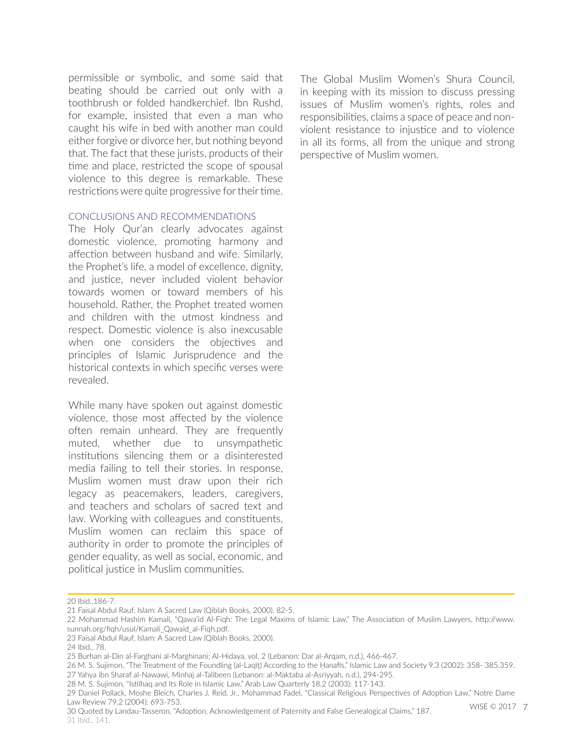permissible or symbolic, and some said that beating should be carried out only with a toothbrush or folded handkerchief. Ibn Rushd, for example, insisted that even a man who caught his wife in bed with another man could either forgive or divorce her, but nothing beyond that. The fact that these jurists, products of their time and place, restricted the scope of spousal violence to this degree is remarkable. These restrictions were quite progressive for their time.

## CONCLUSIONS AND RECOMMENDATIONS

The Holy Qur'an clearly advocates against domestic violence, promoting harmony and affection between husband and wife. Similarly, the Prophet's life, a model of excellence, dignity, and justice, never included violent behavior towards women or toward members of his household. Rather, the Prophet treated women and children with the utmost kindness and respect. Domestic violence is also inexcusable when one considers the objectives and principles of Islamic Jurisprudence and the historical contexts in which specific verses were revealed.

While many have spoken out against domestic violence, those most affected by the violence often remain unheard. They are frequently muted, whether due to unsympathetic institutions silencing them or a disinterested media failing to tell their stories. In response, Muslim women must draw upon their rich legacy as peacemakers, leaders, caregivers, and teachers and scholars of sacred text and law. Working with colleagues and constituents, Muslim women can reclaim this space of authority in order to promote the principles of gender equality, as well as social, economic, and political justice in Muslim communities.

The Global Muslim Women's Shura Council, in keeping with its mission to discuss pressing issues of Muslim women's rights, roles and responsibilities, claims a space of peace and non-violent resistance to injustice and to violence in all its forms, all from the unique and strong perspective of Muslim women.

---

20 Ibid.,186-7.

21 Faisal Abdul Rauf, Islam: A Sacred Law (Qiblah Books, 2000), 82-5.

22 Mohammad Hashim Kamali, "Qawa'id Al-Fiqh: The Legal Maxims of Islamic Law," The Association of Muslim Lawyers, http://www.sunnah.org/fiqh/usul/Kamali_Qawaid_al-Fiqh.pdf.

23 Faisal Abdul Rauf, Islam: A Sacred Law (Qiblah Books, 2000).

24 Ibid., 78.

25 Burhan al-Din al-Farghani al-Marghinani; Al-Hidaya, vol. 2 (Lebanon: Dar al-Arqam, n.d.), 466-467.

26 M. S. Sujimon, "The Treatment of the Foundling (al-Laqīṭ) According to the Ḥanafis," Islamic Law and Society 9.3 (2002): 358- 385.359.

27 Yahya ibn Sharaf al-Nawawi, Minhaj al-Talibeen (Lebanon: al-Maktaba al-Asriyyah, n.d.), 294-295.

28 M. S. Sujimon, "Istilhaq and Its Role in Islamic Law," Arab Law Quarterly 18.2 (2003): 117-143.

29 Daniel Pollack, Moshe Bleich, Charles J. Reid, Jr., Mohammad Fadel, "Classical Religious Perspectives of Adoption Law," Notre Dame Law Review 79.2 (2004): 693-753.

30 Quoted by Landau-Tasseron, "Adoption, Acknowledgement of Paternity and False Genealogical Claims," 187.

31 Ibid., 141.